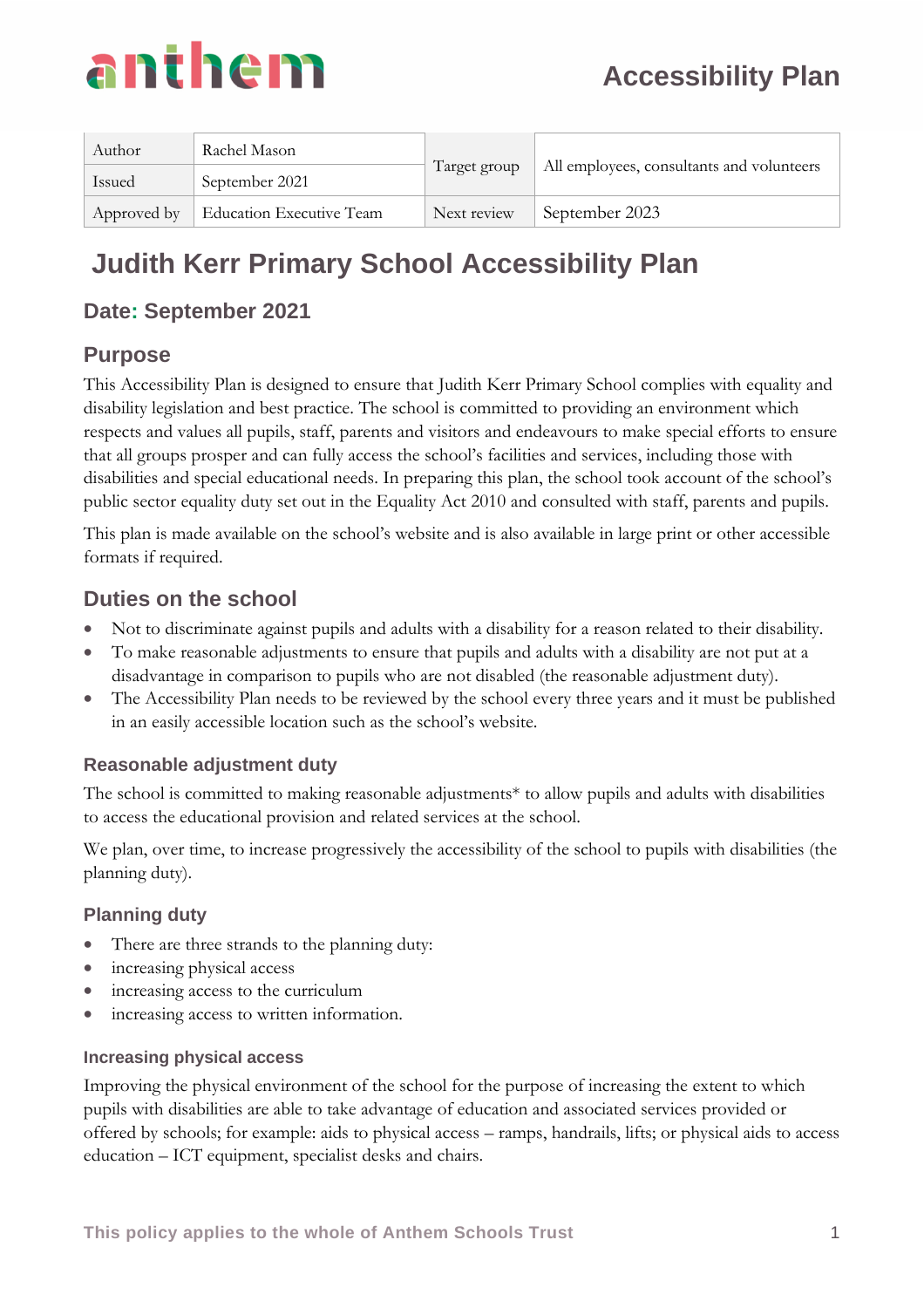anthem

# Accessibility Plan

| Author | Rachel Mason | Target group | All employees, consultants and volunteers |
|---|---|---|---|
| Issued | September 2021 | | |
| Approved by | Education Executive Team | Next review | September 2023 |

# Judith Kerr Primary School Accessibility Plan

## Date: September 2021

## Purpose

This Accessibility Plan is designed to ensure that Judith Kerr Primary School complies with equality and disability legislation and best practice. The school is committed to providing an environment which respects and values all pupils, staff, parents and visitors and endeavours to make special efforts to ensure that all groups prosper and can fully access the school's facilities and services, including those with disabilities and special educational needs. In preparing this plan, the school took account of the school's public sector equality duty set out in the Equality Act 2010 and consulted with staff, parents and pupils.

This plan is made available on the school's website and is also available in large print or other accessible formats if required.

## Duties on the school

- Not to discriminate against pupils and adults with a disability for a reason related to their disability.
- To make reasonable adjustments to ensure that pupils and adults with a disability are not put at a disadvantage in comparison to pupils who are not disabled (the reasonable adjustment duty).
- The Accessibility Plan needs to be reviewed by the school every three years and it must be published in an easily accessible location such as the school's website.

### Reasonable adjustment duty

The school is committed to making reasonable adjustments* to allow pupils and adults with disabilities to access the educational provision and related services at the school.

We plan, over time, to increase progressively the accessibility of the school to pupils with disabilities (the planning duty).

### Planning duty

- There are three strands to the planning duty:
- increasing physical access
- increasing access to the curriculum
- increasing access to written information.

#### Increasing physical access

Improving the physical environment of the school for the purpose of increasing the extent to which pupils with disabilities are able to take advantage of education and associated services provided or offered by schools; for example: aids to physical access – ramps, handrails, lifts; or physical aids to access education – ICT equipment, specialist desks and chairs.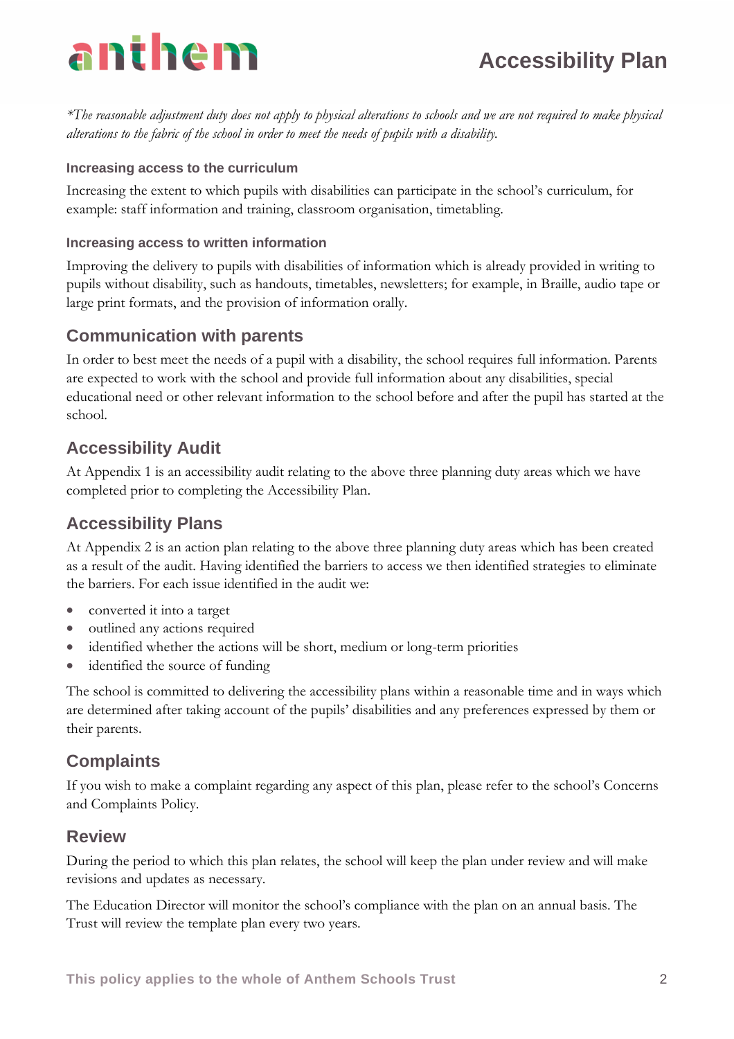*\*The reasonable adjustment duty does not apply to physical alterations to schools and we are not required to make physical alterations to the fabric of the school in order to meet the needs of pupils with a disability.*

#### Increasing access to the curriculum

Increasing the extent to which pupils with disabilities can participate in the school's curriculum, for example: staff information and training, classroom organisation, timetabling.

#### Increasing access to written information

Improving the delivery to pupils with disabilities of information which is already provided in writing to pupils without disability, such as handouts, timetables, newsletters; for example, in Braille, audio tape or large print formats, and the provision of information orally.

## Communication with parents

In order to best meet the needs of a pupil with a disability, the school requires full information. Parents are expected to work with the school and provide full information about any disabilities, special educational need or other relevant information to the school before and after the pupil has started at the school.

## Accessibility Audit

At Appendix 1 is an accessibility audit relating to the above three planning duty areas which we have completed prior to completing the Accessibility Plan.

## Accessibility Plans

At Appendix 2 is an action plan relating to the above three planning duty areas which has been created as a result of the audit. Having identified the barriers to access we then identified strategies to eliminate the barriers. For each issue identified in the audit we:

- converted it into a target
- outlined any actions required
- identified whether the actions will be short, medium or long-term priorities
- identified the source of funding

The school is committed to delivering the accessibility plans within a reasonable time and in ways which are determined after taking account of the pupils' disabilities and any preferences expressed by them or their parents.

## Complaints

If you wish to make a complaint regarding any aspect of this plan, please refer to the school's Concerns and Complaints Policy.

## Review

During the period to which this plan relates, the school will keep the plan under review and will make revisions and updates as necessary.

The Education Director will monitor the school's compliance with the plan on an annual basis. The Trust will review the template plan every two years.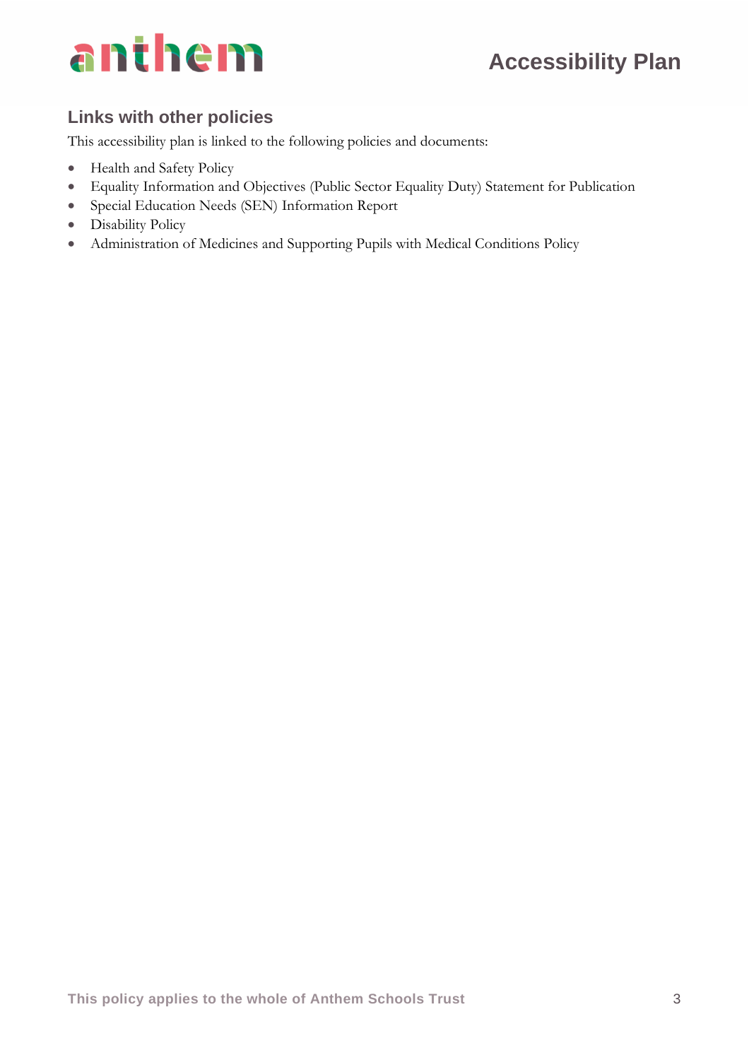## Links with other policies

This accessibility plan is linked to the following policies and documents:

- Health and Safety Policy
- Equality Information and Objectives (Public Sector Equality Duty) Statement for Publication
- Special Education Needs (SEN) Information Report
- Disability Policy
- Administration of Medicines and Supporting Pupils with Medical Conditions Policy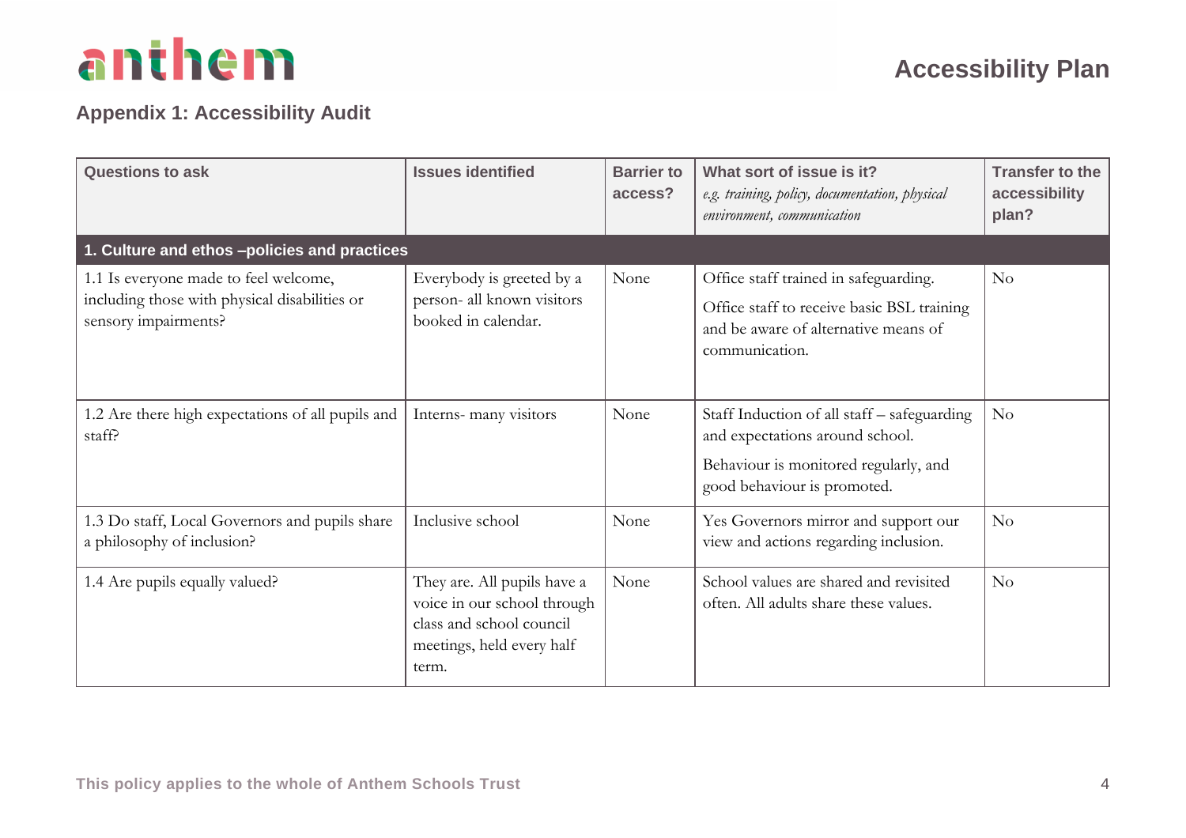## Appendix 1: Accessibility Audit

| Questions to ask | Issues identified | Barrier to access? | What sort of issue is it? *e.g. training, policy, documentation, physical environment, communication* | Transfer to the accessibility plan? |
|---|---|---|---|---|
| **1. Culture and ethos –policies and practices** | | | | |
| 1.1 Is everyone made to feel welcome, including those with physical disabilities or sensory impairments? | Everybody is greeted by a person- all known visitors booked in calendar. | None | Office staff trained in safeguarding. Office staff to receive basic BSL training and be aware of alternative means of communication. | No |
| 1.2 Are there high expectations of all pupils and staff? | Interns- many visitors | None | Staff Induction of all staff – safeguarding and expectations around school. Behaviour is monitored regularly, and good behaviour is promoted. | No |
| 1.3 Do staff, Local Governors and pupils share a philosophy of inclusion? | Inclusive school | None | Yes Governors mirror and support our view and actions regarding inclusion. | No |
| 1.4 Are pupils equally valued? | They are. All pupils have a voice in our school through class and school council meetings, held every half term. | None | School values are shared and revisited often. All adults share these values. | No |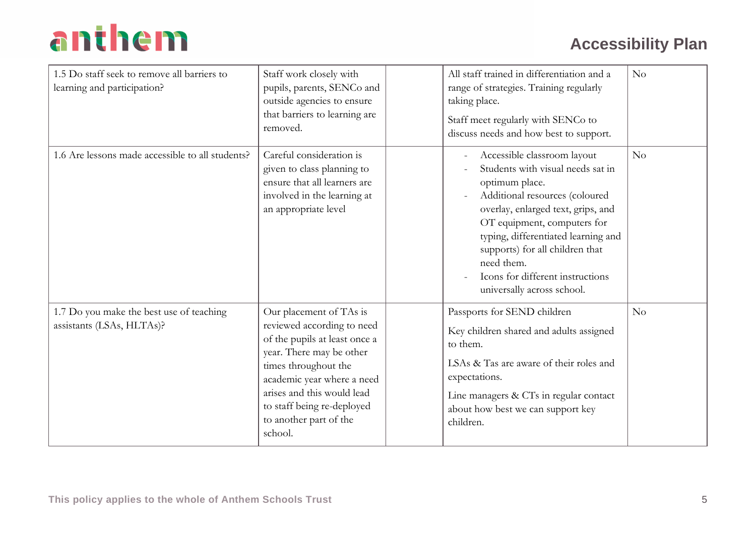| | | | | |
|---|---|---|---|---|
| 1.5 Do staff seek to remove all barriers to learning and participation? | Staff work closely with pupils, parents, SENCo and outside agencies to ensure that barriers to learning are removed. | | All staff trained in differentiation and a range of strategies. Training regularly taking place.<br><br>Staff meet regularly with SENCo to discuss needs and how best to support. | No |
| 1.6 Are lessons made accessible to all students? | Careful consideration is given to class planning to ensure that all learners are involved in the learning at an appropriate level | | - Accessible classroom layout<br>- Students with visual needs sat in optimum place.<br>- Additional resources (coloured overlay, enlarged text, grips, and OT equipment, computers for typing, differentiated learning and supports) for all children that need them.<br>- Icons for different instructions universally across school. | No |
| 1.7 Do you make the best use of teaching assistants (LSAs, HLTAs)? | Our placement of TAs is reviewed according to need of the pupils at least once a year. There may be other times throughout the academic year where a need arises and this would lead to staff being re-deployed to another part of the school. | | Passports for SEND children<br><br>Key children shared and adults assigned to them.<br><br>LSAs & Tas are aware of their roles and expectations.<br><br>Line managers & CTs in regular contact about how best we can support key children. | No |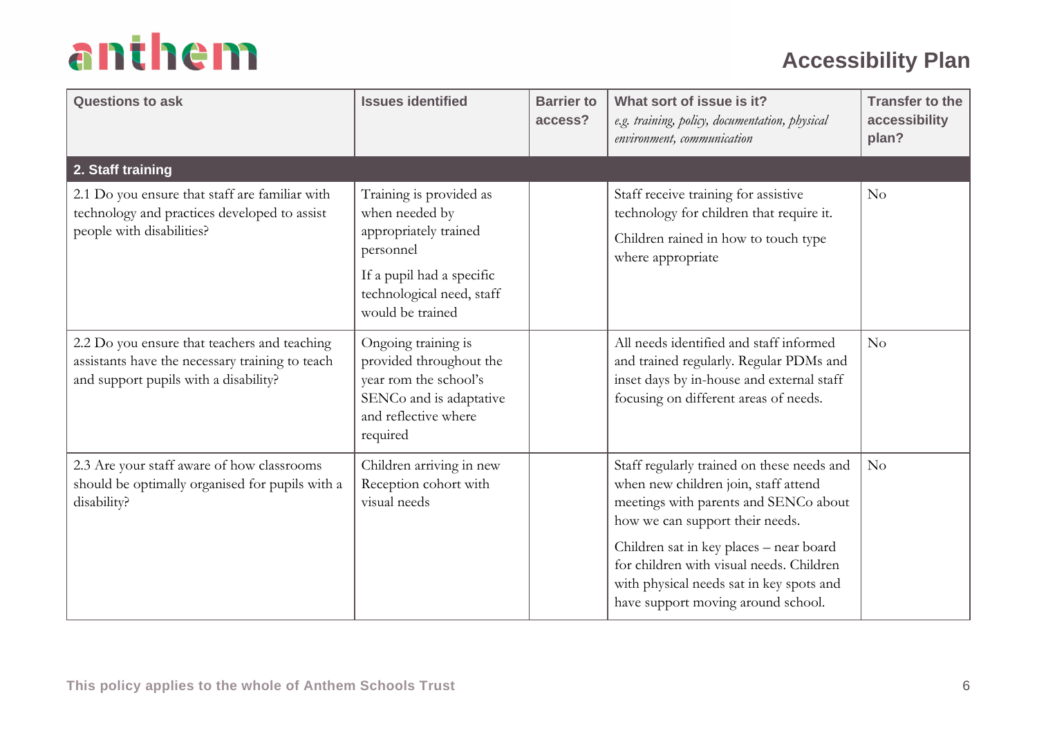# Accessibility Plan

| Questions to ask | Issues identified | Barrier to access? | What sort of issue is it? *e.g. training, policy, documentation, physical environment, communication* | Transfer to the accessibility plan? |
|---|---|---|---|---|
| **2. Staff training** | | | | |
| 2.1 Do you ensure that staff are familiar with technology and practices developed to assist people with disabilities? | Training is provided as when needed by appropriately trained personnel<br><br>If a pupil had a specific technological need, staff would be trained | | Staff receive training for assistive technology for children that require it.<br><br>Children rained in how to touch type where appropriate | No |
| 2.2 Do you ensure that teachers and teaching assistants have the necessary training to teach and support pupils with a disability? | Ongoing training is provided throughout the year rom the school's SENCo and is adaptative and reflective where required | | All needs identified and staff informed and trained regularly. Regular PDMs and inset days by in-house and external staff focusing on different areas of needs. | No |
| 2.3 Are your staff aware of how classrooms should be optimally organised for pupils with a disability? | Children arriving in new Reception cohort with visual needs | | Staff regularly trained on these needs and when new children join, staff attend meetings with parents and SENCo about how we can support their needs.<br><br>Children sat in key places – near board for children with visual needs. Children with physical needs sat in key spots and have support moving around school. | No |

This policy applies to the whole of Anthem Schools Trust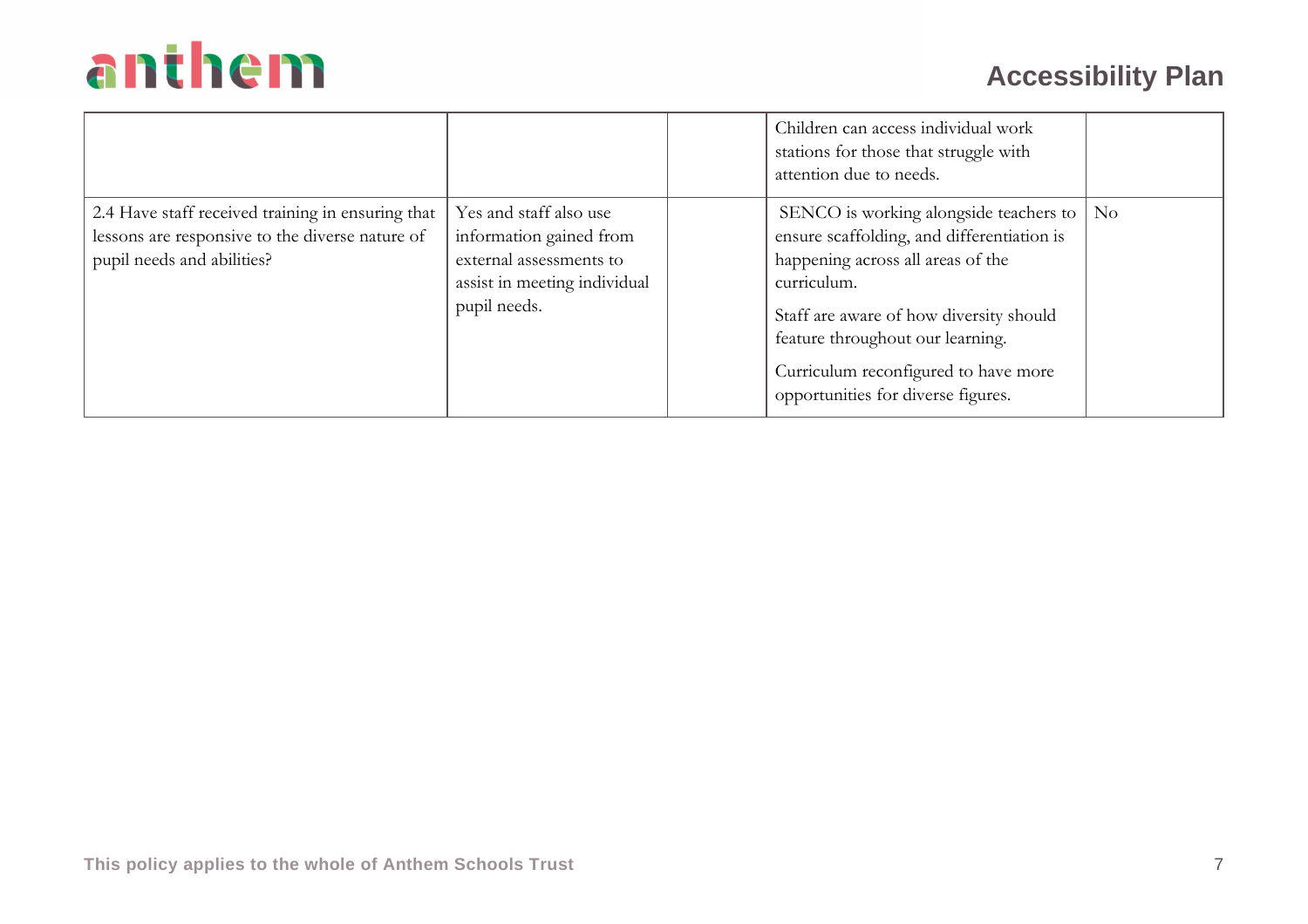| | | | | |
|---|---|---|---|---|
| | | | Children can access individual work stations for those that struggle with attention due to needs. | |
| 2.4 Have staff received training in ensuring that lessons are responsive to the diverse nature of pupil needs and abilities? | Yes and staff also use information gained from external assessments to assist in meeting individual pupil needs. | | SENCO is working alongside teachers to ensure scaffolding, and differentiation is happening across all areas of the curriculum.<br><br>Staff are aware of how diversity should feature throughout our learning.<br><br>Curriculum reconfigured to have more opportunities for diverse figures. | No |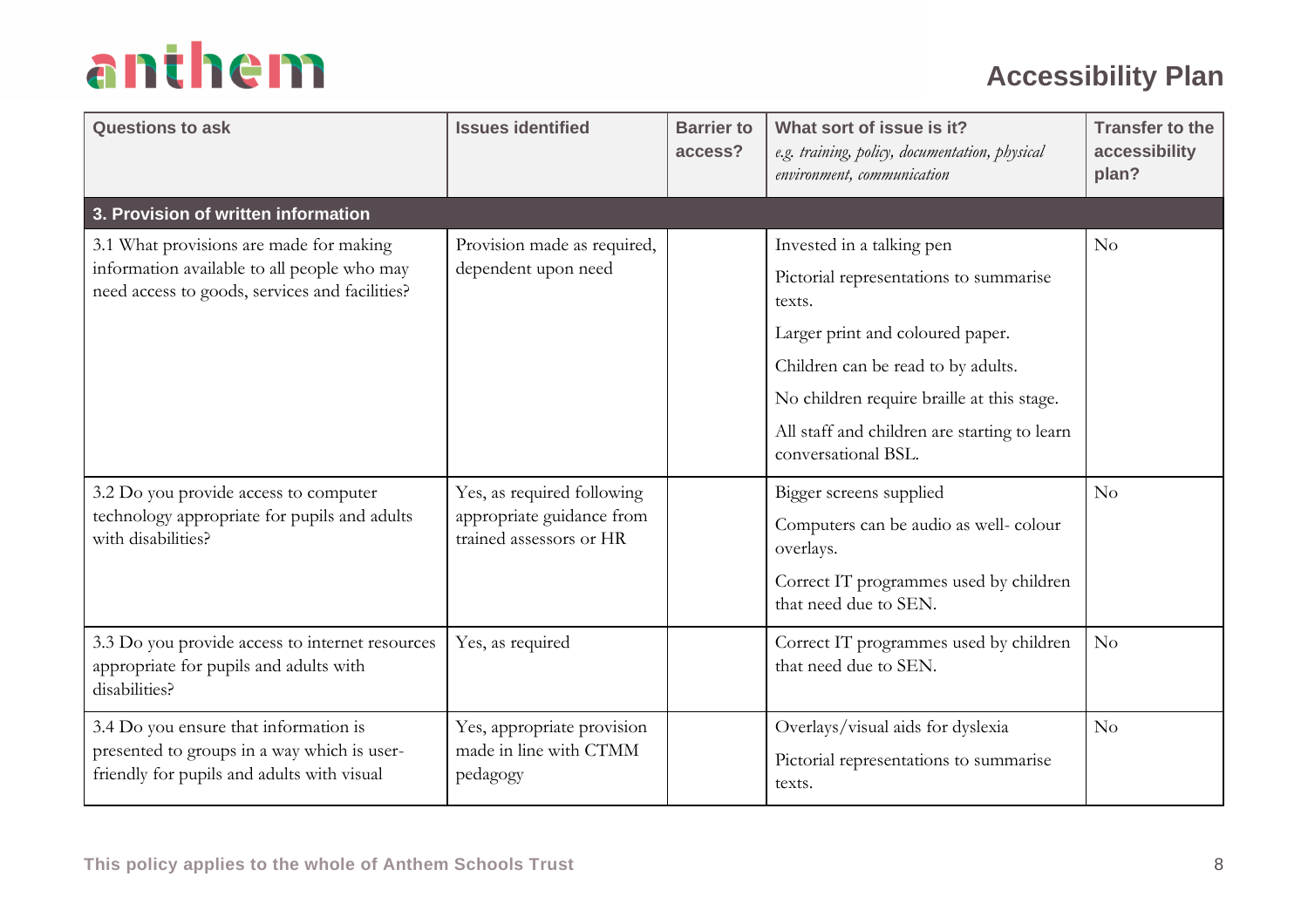| Questions to ask | Issues identified | Barrier to access? | What sort of issue is it? *e.g. training, policy, documentation, physical environment, communication* | Transfer to the accessibility plan? |
|---|---|---|---|---|
| **3. Provision of written information** | | | | |
| 3.1 What provisions are made for making information available to all people who may need access to goods, services and facilities? | Provision made as required, dependent upon need | | Invested in a talking pen<br>Pictorial representations to summarise texts.<br>Larger print and coloured paper.<br>Children can be read to by adults.<br>No children require braille at this stage.<br>All staff and children are starting to learn conversational BSL. | No |
| 3.2 Do you provide access to computer technology appropriate for pupils and adults with disabilities? | Yes, as required following appropriate guidance from trained assessors or HR | | Bigger screens supplied<br>Computers can be audio as well- colour overlays.<br>Correct IT programmes used by children that need due to SEN. | No |
| 3.3 Do you provide access to internet resources appropriate for pupils and adults with disabilities? | Yes, as required | | Correct IT programmes used by children that need due to SEN. | No |
| 3.4 Do you ensure that information is presented to groups in a way which is user-friendly for pupils and adults with visual | Yes, appropriate provision made in line with CTMM pedagogy | | Overlays/visual aids for dyslexia<br>Pictorial representations to summarise texts. | No |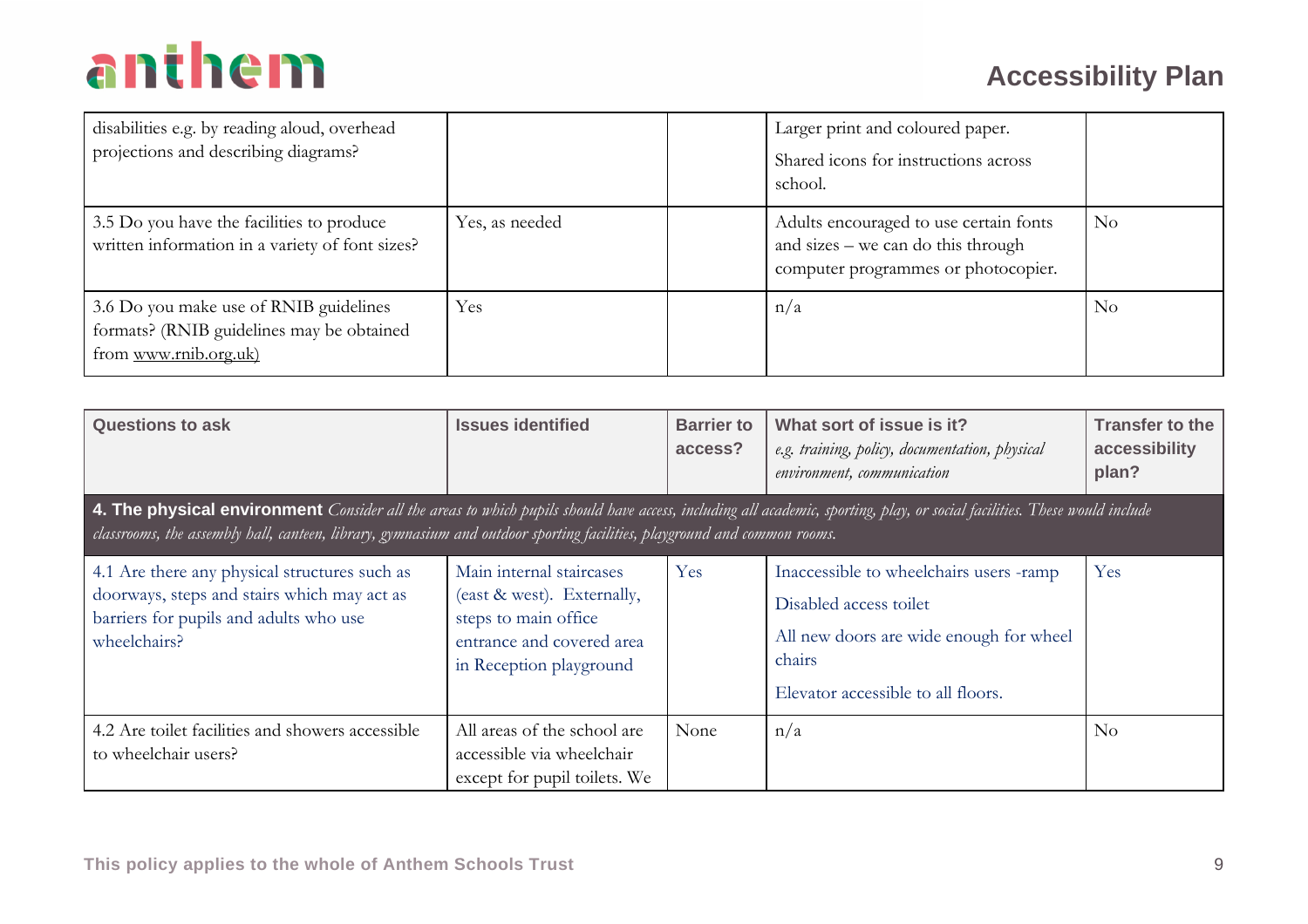| | | | | |
|---|---|---|---|---|
| disabilities e.g. by reading aloud, overhead projections and describing diagrams? | | | Larger print and coloured paper.<br><br>Shared icons for instructions across school. | |
| 3.5 Do you have the facilities to produce written information in a variety of font sizes? | Yes, as needed | | Adults encouraged to use certain fonts and sizes – we can do this through computer programmes or photocopier. | No |
| 3.6 Do you make use of RNIB guidelines formats? (RNIB guidelines may be obtained from www.rnib.org.uk) | Yes | | n/a | No |

| Questions to ask | Issues identified | Barrier to access? | What sort of issue is it? *e.g. training, policy, documentation, physical environment, communication* | Transfer to the accessibility plan? |
|---|---|---|---|---|
| **4. The physical environment** *Consider all the areas to which pupils should have access, including all academic, sporting, play, or social facilities. These would include classrooms, the assembly hall, canteen, library, gymnasium and outdoor sporting facilities, playground and common rooms.* | | | | |
| 4.1 Are there any physical structures such as doorways, steps and stairs which may act as barriers for pupils and adults who use wheelchairs? | Main internal staircases (east & west). Externally, steps to main office entrance and covered area in Reception playground | Yes | Inaccessible to wheelchairs users -ramp<br><br>Disabled access toilet<br><br>All new doors are wide enough for wheel chairs<br><br>Elevator accessible to all floors. | Yes |
| 4.2 Are toilet facilities and showers accessible to wheelchair users? | All areas of the school are accessible via wheelchair except for pupil toilets. We | None | n/a | No |

This policy applies to the whole of Anthem Schools Trust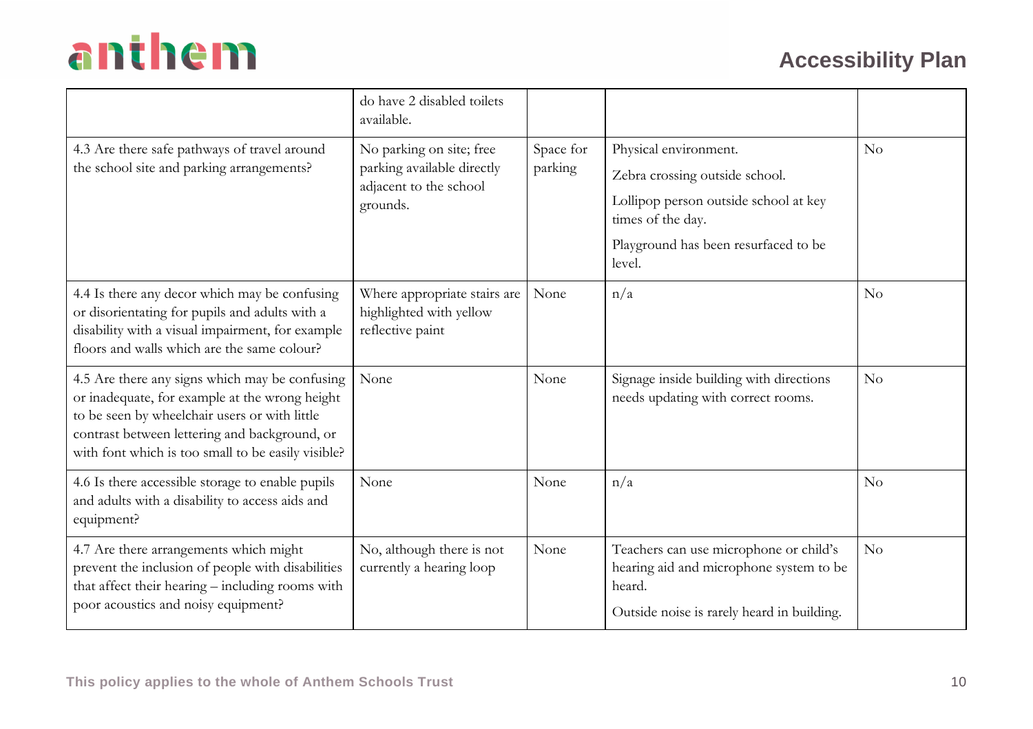| | | | | |
|---|---|---|---|---|
| | do have 2 disabled toilets available. | | | |
| 4.3 Are there safe pathways of travel around the school site and parking arrangements? | No parking on site; free parking available directly adjacent to the school grounds. | Space for parking | Physical environment.<br>Zebra crossing outside school.<br>Lollipop person outside school at key times of the day.<br>Playground has been resurfaced to be level. | No |
| 4.4 Is there any decor which may be confusing or disorientating for pupils and adults with a disability with a visual impairment, for example floors and walls which are the same colour? | Where appropriate stairs are highlighted with yellow reflective paint | None | n/a | No |
| 4.5 Are there any signs which may be confusing or inadequate, for example at the wrong height to be seen by wheelchair users or with little contrast between lettering and background, or with font which is too small to be easily visible? | None | None | Signage inside building with directions needs updating with correct rooms. | No |
| 4.6 Is there accessible storage to enable pupils and adults with a disability to access aids and equipment? | None | None | n/a | No |
| 4.7 Are there arrangements which might prevent the inclusion of people with disabilities that affect their hearing – including rooms with poor acoustics and noisy equipment? | No, although there is not currently a hearing loop | None | Teachers can use microphone or child's hearing aid and microphone system to be heard.<br>Outside noise is rarely heard in building. | No |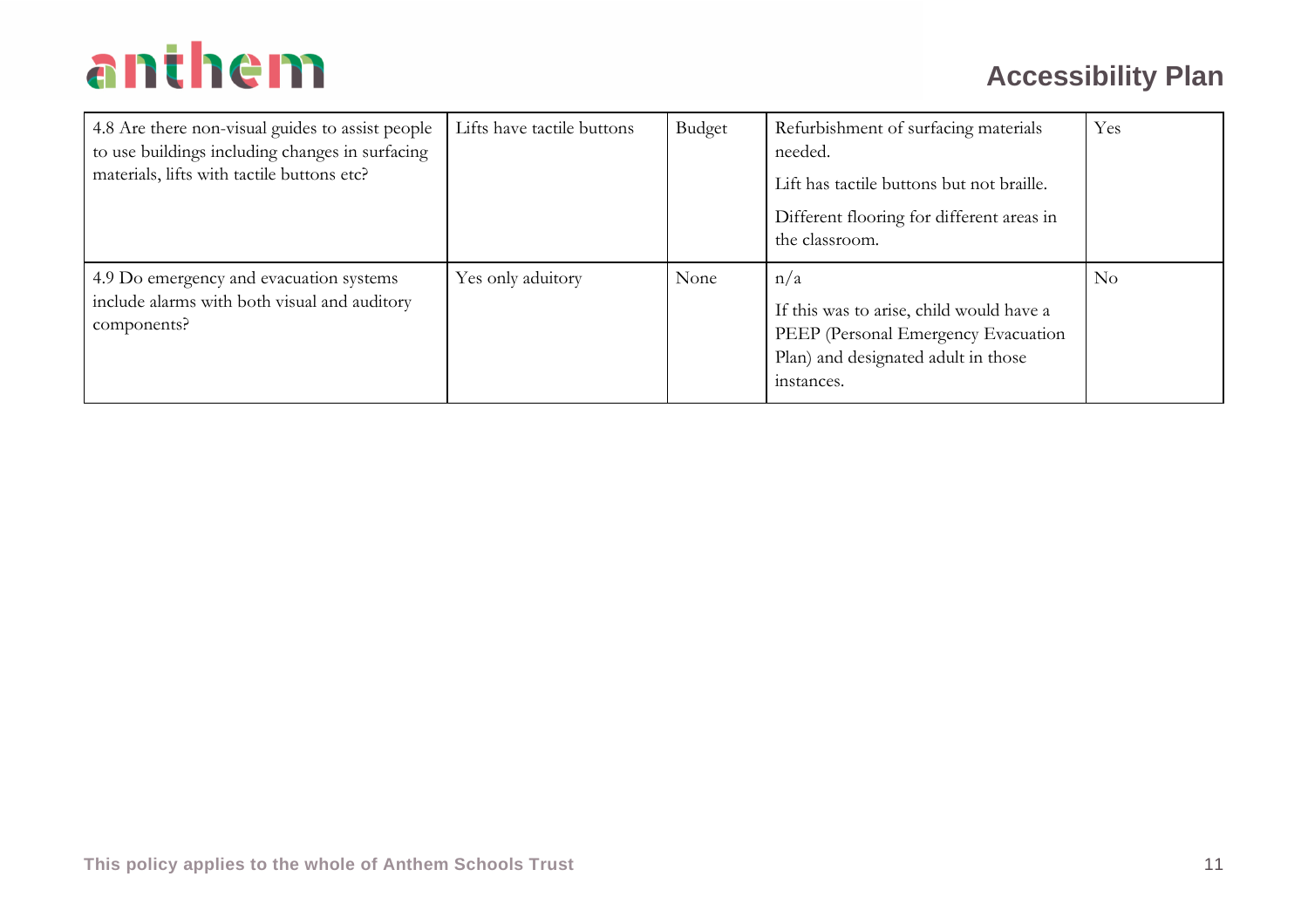| | | | | |
|---|---|---|---|---|
| 4.8 Are there non-visual guides to assist people to use buildings including changes in surfacing materials, lifts with tactile buttons etc? | Lifts have tactile buttons | Budget | Refurbishment of surfacing materials needed.<br><br>Lift has tactile buttons but not braille.<br><br>Different flooring for different areas in the classroom. | Yes |
| 4.9 Do emergency and evacuation systems include alarms with both visual and auditory components? | Yes only aduitory | None | n/a<br><br>If this was to arise, child would have a PEEP (Personal Emergency Evacuation Plan) and designated adult in those instances. | No |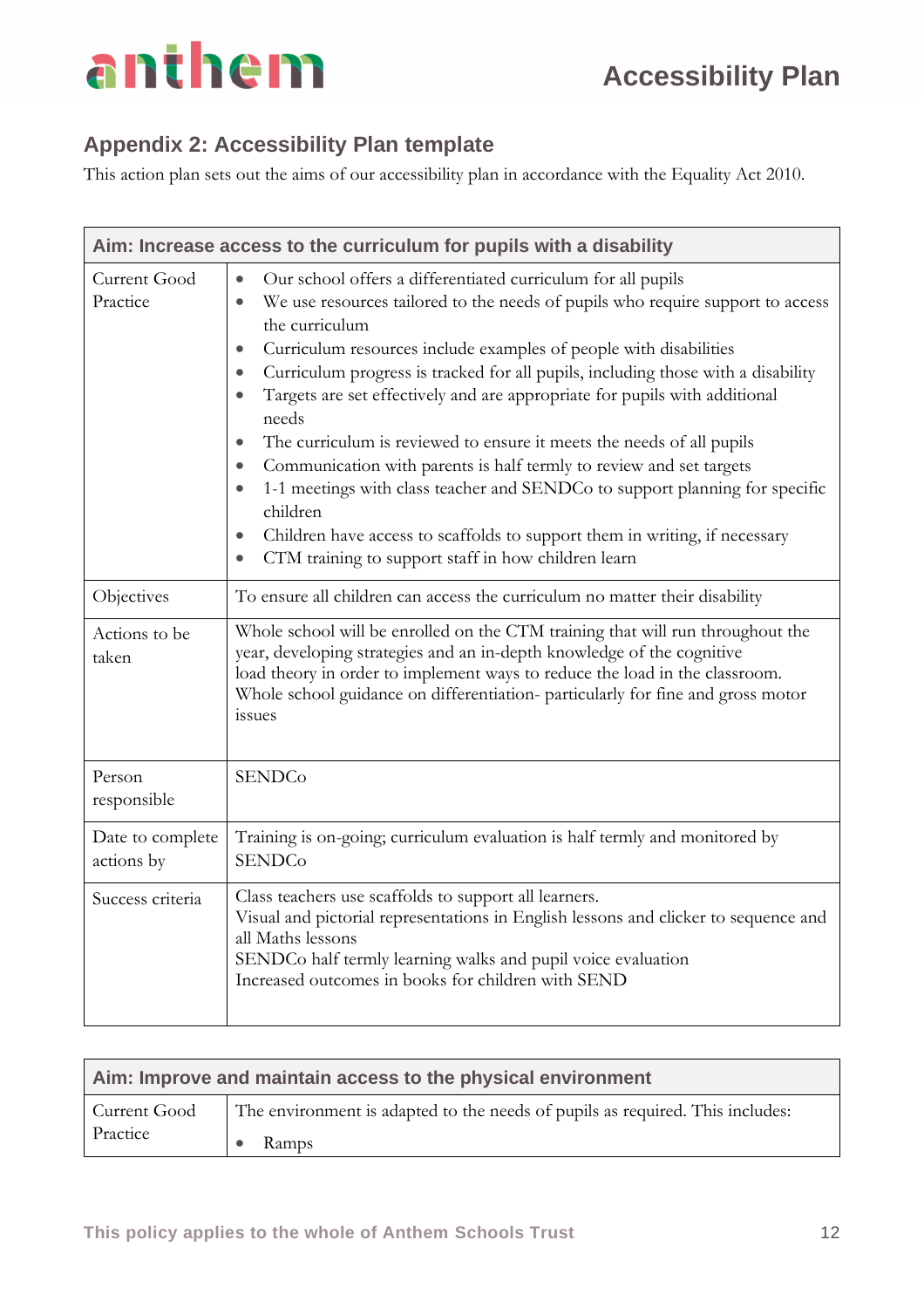## Appendix 2: Accessibility Plan template

This action plan sets out the aims of our accessibility plan in accordance with the Equality Act 2010.

| Aim: Increase access to the curriculum for pupils with a disability | |
|---|---|
| Current Good Practice | • Our school offers a differentiated curriculum for all pupils<br>• We use resources tailored to the needs of pupils who require support to access the curriculum<br>• Curriculum resources include examples of people with disabilities<br>• Curriculum progress is tracked for all pupils, including those with a disability<br>• Targets are set effectively and are appropriate for pupils with additional needs<br>• The curriculum is reviewed to ensure it meets the needs of all pupils<br>• Communication with parents is half termly to review and set targets<br>• 1-1 meetings with class teacher and SENDCo to support planning for specific children<br>• Children have access to scaffolds to support them in writing, if necessary<br>• CTM training to support staff in how children learn |
| Objectives | To ensure all children can access the curriculum no matter their disability |
| Actions to be taken | Whole school will be enrolled on the CTM training that will run throughout the year, developing strategies and an in-depth knowledge of the cognitive load theory in order to implement ways to reduce the load in the classroom.<br>Whole school guidance on differentiation- particularly for fine and gross motor issues |
| Person responsible | SENDCo |
| Date to complete actions by | Training is on-going; curriculum evaluation is half termly and monitored by SENDCo |
| Success criteria | Class teachers use scaffolds to support all learners.<br>Visual and pictorial representations in English lessons and clicker to sequence and all Maths lessons<br>SENDCo half termly learning walks and pupil voice evaluation<br>Increased outcomes in books for children with SEND |

| Aim: Improve and maintain access to the physical environment | |
|---|---|
| Current Good Practice | The environment is adapted to the needs of pupils as required. This includes:<br>• Ramps |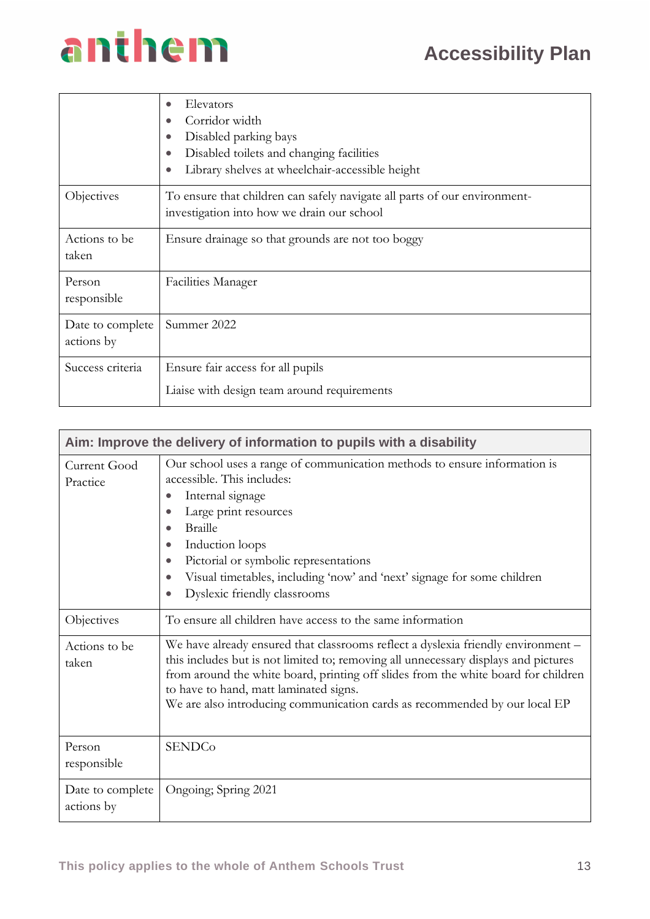| | |
|---|---|
| | • Elevators<br>• Corridor width<br>• Disabled parking bays<br>• Disabled toilets and changing facilities<br>• Library shelves at wheelchair-accessible height |
| Objectives | To ensure that children can safely navigate all parts of our environment-investigation into how we drain our school |
| Actions to be taken | Ensure drainage so that grounds are not too boggy |
| Person responsible | Facilities Manager |
| Date to complete actions by | Summer 2022 |
| Success criteria | Ensure fair access for all pupils<br><br>Liaise with design team around requirements |

| **Aim: Improve the delivery of information to pupils with a disability** | |
|---|---|
| Current Good Practice | Our school uses a range of communication methods to ensure information is accessible. This includes:<br>• Internal signage<br>• Large print resources<br>• Braille<br>• Induction loops<br>• Pictorial or symbolic representations<br>• Visual timetables, including 'now' and 'next' signage for some children<br>• Dyslexic friendly classrooms |
| Objectives | To ensure all children have access to the same information |
| Actions to be taken | We have already ensured that classrooms reflect a dyslexia friendly environment – this includes but is not limited to; removing all unnecessary displays and pictures from around the white board, printing off slides from the white board for children to have to hand, matt laminated signs.<br>We are also introducing communication cards as recommended by our local EP |
| Person responsible | SENDCo |
| Date to complete actions by | Ongoing; Spring 2021 |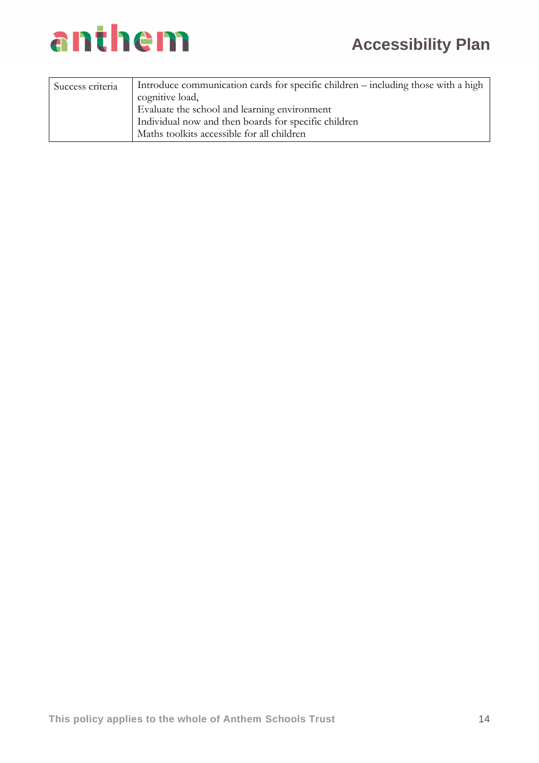| | |
|---|---|
| Success criteria | Introduce communication cards for specific children – including those with a high cognitive load,<br>Evaluate the school and learning environment<br>Individual now and then boards for specific children<br>Maths toolkits accessible for all children |